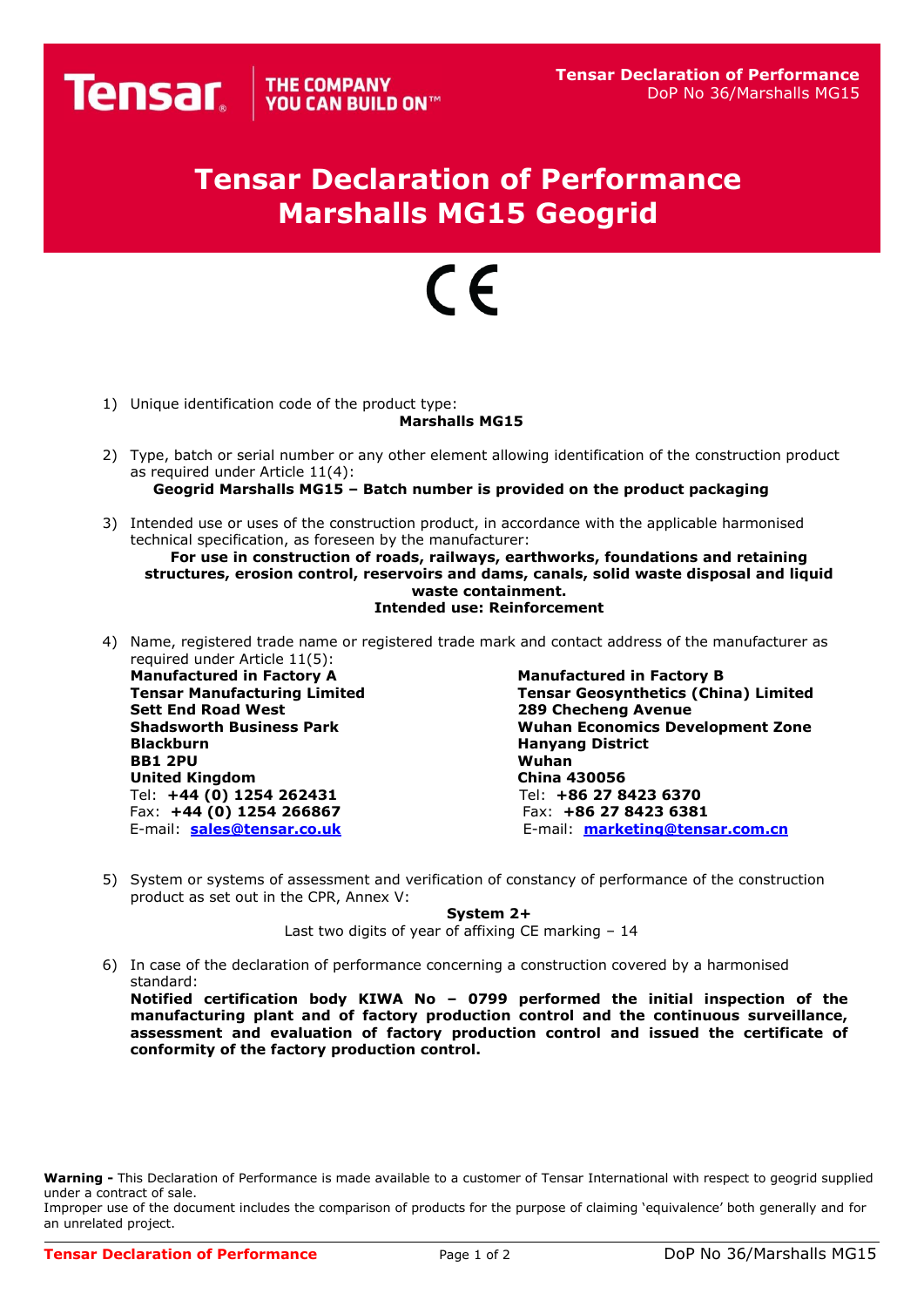# Tensar Declaration of Performance
# Marshalls MG15 Geogrid

CE

1) Unique identification code of the product type:
   **Marshalls MG15**

2) Type, batch or serial number or any other element allowing identification of the construction product as required under Article 11(4):
   **Geogrid Marshalls MG15 – Batch number is provided on the product packaging**

3) Intended use or uses of the construction product, in accordance with the applicable harmonised technical specification, as foreseen by the manufacturer:
   **For use in construction of roads, railways, earthworks, foundations and retaining structures, erosion control, reservoirs and dams, canals, solid waste disposal and liquid waste containment.**
   **Intended use: Reinforcement**

4) Name, registered trade name or registered trade mark and contact address of the manufacturer as required under Article 11(5):

   **Manufactured in Factory A**
   **Tensar Manufacturing Limited**
   **Sett End Road West**
   **Shadsworth Business Park**
   **Blackburn**
   **BB1 2PU**
   **United Kingdom**
   Tel: **+44 (0) 1254 262431**
   Fax: **+44 (0) 1254 266867**
   E-mail: **sales@tensar.co.uk**

   **Manufactured in Factory B**
   **Tensar Geosynthetics (China) Limited**
   **289 Checheng Avenue**
   **Wuhan Economics Development Zone**
   **Hanyang District**
   **Wuhan**
   **China 430056**
   Tel: **+86 27 8423 6370**
   Fax: **+86 27 8423 6381**
   E-mail: **marketing@tensar.com.cn**

5) System or systems of assessment and verification of constancy of performance of the construction product as set out in the CPR, Annex V:
   **System 2+**
   Last two digits of year of affixing CE marking – 14

6) In case of the declaration of performance concerning a construction covered by a harmonised standard:
   **Notified certification body KIWA No – 0799 performed the initial inspection of the manufacturing plant and of factory production control and the continuous surveillance, assessment and evaluation of factory production control and issued the certificate of conformity of the factory production control.**

**Warning -** This Declaration of Performance is made available to a customer of Tensar International with respect to geogrid supplied under a contract of sale.
Improper use of the document includes the comparison of products for the purpose of claiming 'equivalence' both generally and for an unrelated project.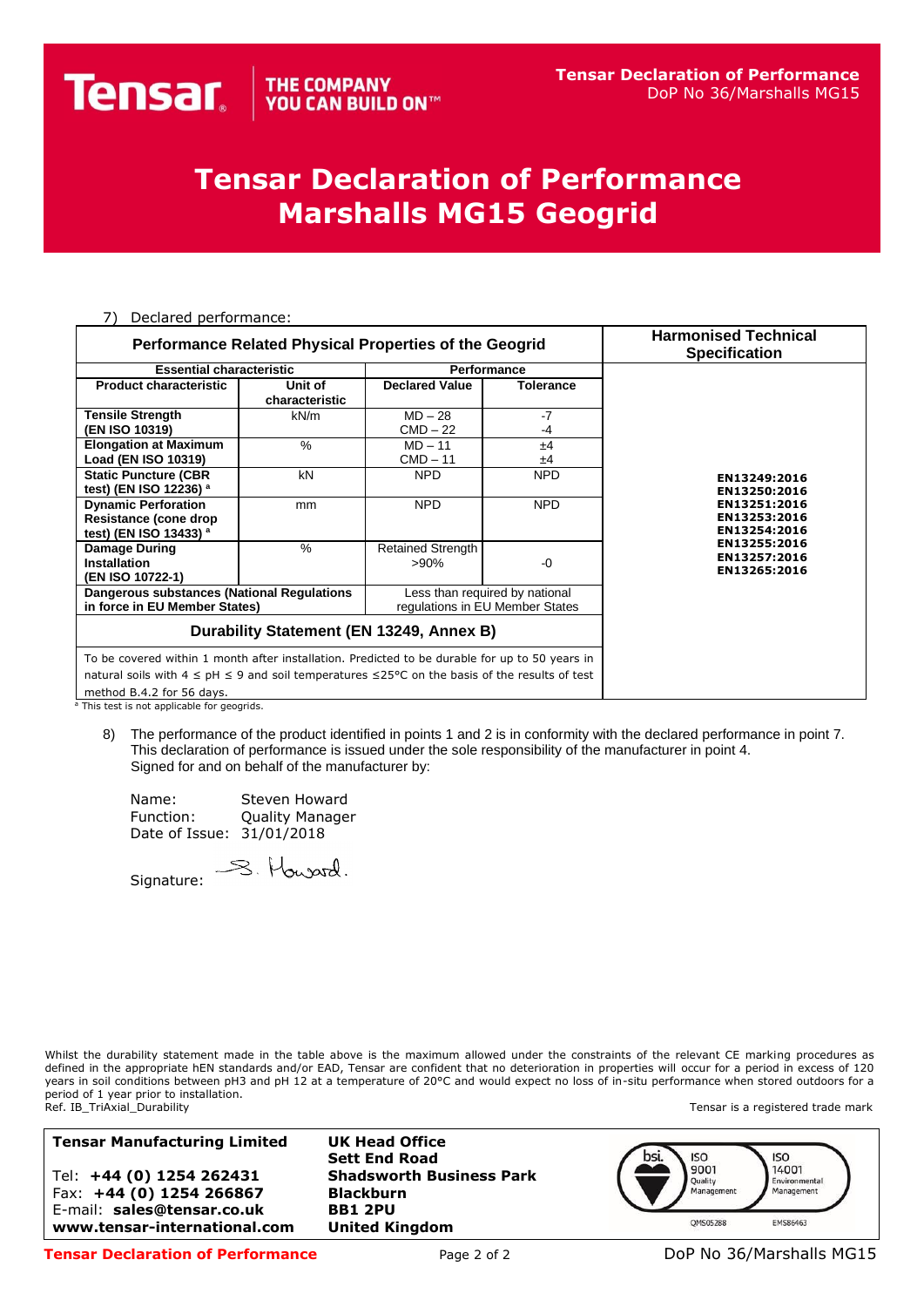# Tensar Declaration of Performance
# Marshalls MG15 Geogrid

7) Declared performance:

| Performance Related Physical Properties of the Geogrid | | | | Harmonised Technical Specification |
|---|---|---|---|---|
| **Essential characteristic** | | **Performance** | | |
| **Product characteristic** | **Unit of characteristic** | **Declared Value** | **Tolerance** | |
| **Tensile Strength (EN ISO 10319)** | kN/m | MD – 28<br>CMD – 22 | -7<br>-4 | EN13249:2016<br>EN13250:2016<br>EN13251:2016<br>EN13253:2016<br>EN13254:2016<br>EN13255:2016<br>EN13257:2016<br>EN13265:2016 |
| **Elongation at Maximum Load (EN ISO 10319)** | % | MD – 11<br>CMD – 11 | ±4<br>±4 | |
| **Static Puncture (CBR test) (EN ISO 12236) [a]** | kN | NPD | NPD | |
| **Dynamic Perforation Resistance (cone drop test) (EN ISO 13433) [a]** | mm | NPD | NPD | |
| **Damage During Installation (EN ISO 10722-1)** | % | Retained Strength >90% | -0 | |
| **Dangerous substances (National Regulations in force in EU Member States)** | | Less than required by national regulations in EU Member States | | |
| **Durability Statement (EN 13249, Annex B)** | | | | |
| To be covered within 1 month after installation. Predicted to be durable for up to 50 years in natural soils with 4 ≤ pH ≤ 9 and soil temperatures ≤25°C on the basis of the results of test method B.4.2 for 56 days. | | | | |

[a] This test is not applicable for geogrids.

8) The performance of the product identified in points 1 and 2 is in conformity with the declared performance in point 7. This declaration of performance is issued under the sole responsibility of the manufacturer in point 4.
Signed for and on behalf of the manufacturer by:

Name: Steven Howard
Function: Quality Manager
Date of Issue: 31/01/2018

Signature: S. Howard.

Whilst the durability statement made in the table above is the maximum allowed under the constraints of the relevant CE marking procedures as defined in the appropriate hEN standards and/or EAD, Tensar are confident that no deterioration in properties will occur for a period in excess of 120 years in soil conditions between pH3 and pH 12 at a temperature of 20°C and would expect no loss of in-situ performance when stored outdoors for a period of 1 year prior to installation.
Ref. IB_TriAxial_Durability

Tensar is a registered trade mark

**Tensar Manufacturing Limited**

Tel: **+44 (0) 1254 262431**
Fax: **+44 (0) 1254 266867**
E-mail: **sales@tensar.co.uk**
**www.tensar-international.com**

**UK Head Office**
**Sett End Road**
**Shadsworth Business Park**
**Blackburn**
**BB1 2PU**
**United Kingdom**

ISO 9001 Quality Management QMS05288
ISO 14001 Environmental Management EMS86463